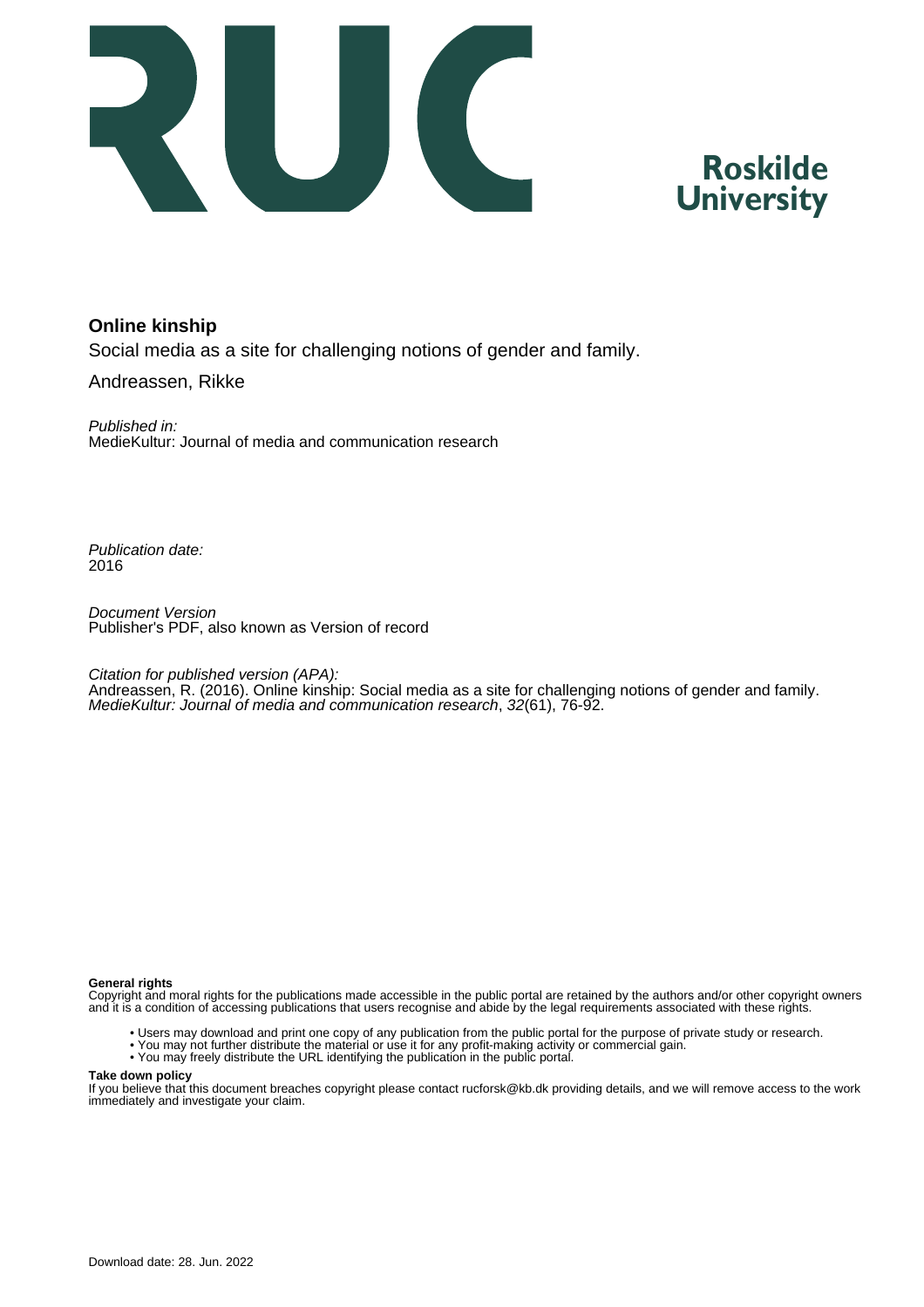# Online kinship

Social media as a site for challenging notions of gender and family.

Andreassen, Rikke

*Published in:*
MedieKultur: Journal of media and communication research

*Publication date:*
2016

*Document Version*
Publisher's PDF, also known as Version of record

*Citation for published version (APA):*
Andreassen, R. (2016). Online kinship: Social media as a site for challenging notions of gender and family. *MedieKultur: Journal of media and communication research*, *32*(61), 76-92.

**General rights**
Copyright and moral rights for the publications made accessible in the public portal are retained by the authors and/or other copyright owners and it is a condition of accessing publications that users recognise and abide by the legal requirements associated with these rights.

- Users may download and print one copy of any publication from the public portal for the purpose of private study or research.
- You may not further distribute the material or use it for any profit-making activity or commercial gain.
- You may freely distribute the URL identifying the publication in the public portal.

**Take down policy**
If you believe that this document breaches copyright please contact rucforsk@kb.dk providing details, and we will remove access to the work immediately and investigate your claim.

Download date: 28. Jun. 2022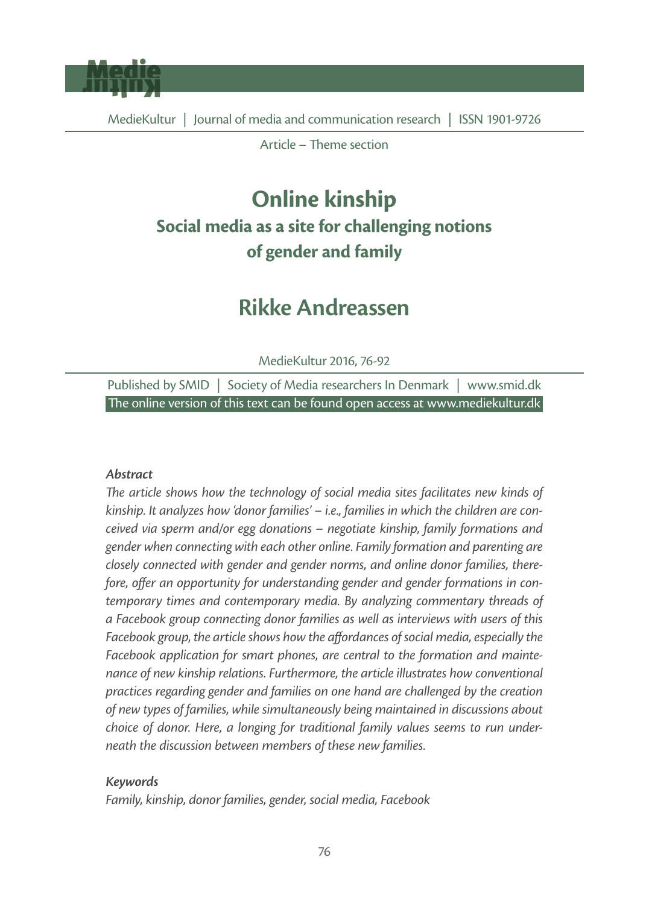Article – Theme section

# Online kinship

## Social media as a site for challenging notions of gender and family

## Rikke Andreassen

MedieKultur 2016, 76-92

Published by SMID | Society of Media researchers In Denmark | www.smid.dk
The online version of this text can be found open access at www.mediekultur.dk

### *Abstract*

*The article shows how the technology of social media sites facilitates new kinds of kinship. It analyzes how 'donor families' – i.e., families in which the children are conceived via sperm and/or egg donations – negotiate kinship, family formations and gender when connecting with each other online. Family formation and parenting are closely connected with gender and gender norms, and online donor families, therefore, offer an opportunity for understanding gender and gender formations in contemporary times and contemporary media. By analyzing commentary threads of a Facebook group connecting donor families as well as interviews with users of this Facebook group, the article shows how the affordances of social media, especially the Facebook application for smart phones, are central to the formation and maintenance of new kinship relations. Furthermore, the article illustrates how conventional practices regarding gender and families on one hand are challenged by the creation of new types of families, while simultaneously being maintained in discussions about choice of donor. Here, a longing for traditional family values seems to run underneath the discussion between members of these new families.*

### *Keywords*

*Family, kinship, donor families, gender, social media, Facebook*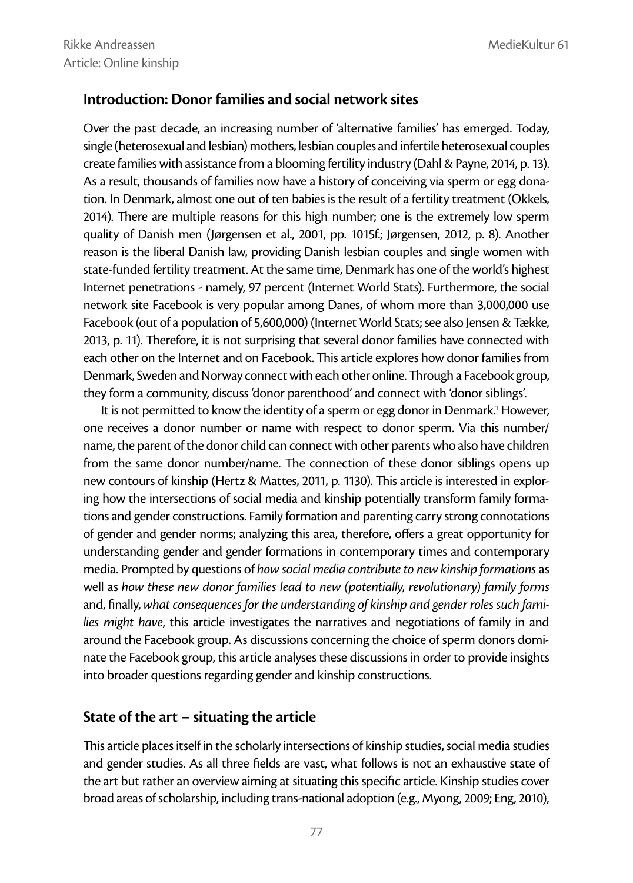## Introduction: Donor families and social network sites

Over the past decade, an increasing number of 'alternative families' has emerged. Today, single (heterosexual and lesbian) mothers, lesbian couples and infertile heterosexual couples create families with assistance from a blooming fertility industry (Dahl & Payne, 2014, p. 13). As a result, thousands of families now have a history of conceiving via sperm or egg donation. In Denmark, almost one out of ten babies is the result of a fertility treatment (Okkels, 2014). There are multiple reasons for this high number; one is the extremely low sperm quality of Danish men (Jørgensen et al., 2001, pp. 1015f.; Jørgensen, 2012, p. 8). Another reason is the liberal Danish law, providing Danish lesbian couples and single women with state-funded fertility treatment. At the same time, Denmark has one of the world's highest Internet penetrations - namely, 97 percent (Internet World Stats). Furthermore, the social network site Facebook is very popular among Danes, of whom more than 3,000,000 use Facebook (out of a population of 5,600,000) (Internet World Stats; see also Jensen & Tække, 2013, p. 11). Therefore, it is not surprising that several donor families have connected with each other on the Internet and on Facebook. This article explores how donor families from Denmark, Sweden and Norway connect with each other online. Through a Facebook group, they form a community, discuss 'donor parenthood' and connect with 'donor siblings'.

It is not permitted to know the identity of a sperm or egg donor in Denmark.[1] However, one receives a donor number or name with respect to donor sperm. Via this number/name, the parent of the donor child can connect with other parents who also have children from the same donor number/name. The connection of these donor siblings opens up new contours of kinship (Hertz & Mattes, 2011, p. 1130). This article is interested in exploring how the intersections of social media and kinship potentially transform family formations and gender constructions. Family formation and parenting carry strong connotations of gender and gender norms; analyzing this area, therefore, offers a great opportunity for understanding gender and gender formations in contemporary times and contemporary media. Prompted by questions of *how social media contribute to new kinship formations* as well as *how these new donor families lead to new (potentially, revolutionary) family forms* and, finally, *what consequences for the understanding of kinship and gender roles such families might have*, this article investigates the narratives and negotiations of family in and around the Facebook group. As discussions concerning the choice of sperm donors dominate the Facebook group, this article analyses these discussions in order to provide insights into broader questions regarding gender and kinship constructions.

## State of the art – situating the article

This article places itself in the scholarly intersections of kinship studies, social media studies and gender studies. As all three fields are vast, what follows is not an exhaustive state of the art but rather an overview aiming at situating this specific article. Kinship studies cover broad areas of scholarship, including trans-national adoption (e.g., Myong, 2009; Eng, 2010),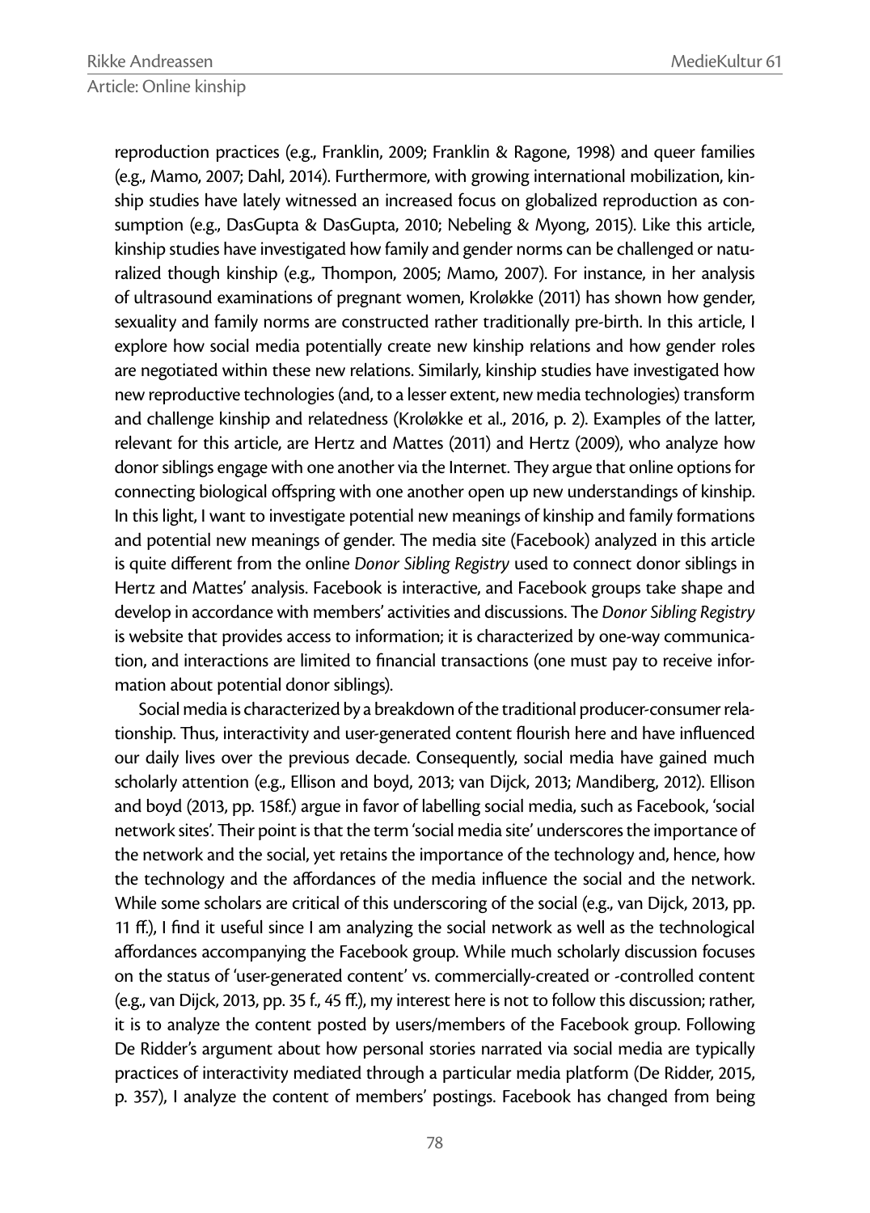reproduction practices (e.g., Franklin, 2009; Franklin & Ragone, 1998) and queer families (e.g., Mamo, 2007; Dahl, 2014). Furthermore, with growing international mobilization, kinship studies have lately witnessed an increased focus on globalized reproduction as consumption (e.g., DasGupta & DasGupta, 2010; Nebeling & Myong, 2015). Like this article, kinship studies have investigated how family and gender norms can be challenged or naturalized though kinship (e.g., Thompon, 2005; Mamo, 2007). For instance, in her analysis of ultrasound examinations of pregnant women, Kroløkke (2011) has shown how gender, sexuality and family norms are constructed rather traditionally pre-birth. In this article, I explore how social media potentially create new kinship relations and how gender roles are negotiated within these new relations. Similarly, kinship studies have investigated how new reproductive technologies (and, to a lesser extent, new media technologies) transform and challenge kinship and relatedness (Kroløkke et al., 2016, p. 2). Examples of the latter, relevant for this article, are Hertz and Mattes (2011) and Hertz (2009), who analyze how donor siblings engage with one another via the Internet. They argue that online options for connecting biological offspring with one another open up new understandings of kinship. In this light, I want to investigate potential new meanings of kinship and family formations and potential new meanings of gender. The media site (Facebook) analyzed in this article is quite different from the online *Donor Sibling Registry* used to connect donor siblings in Hertz and Mattes' analysis. Facebook is interactive, and Facebook groups take shape and develop in accordance with members' activities and discussions. The *Donor Sibling Registry* is website that provides access to information; it is characterized by one-way communication, and interactions are limited to financial transactions (one must pay to receive information about potential donor siblings).

Social media is characterized by a breakdown of the traditional producer-consumer relationship. Thus, interactivity and user-generated content flourish here and have influenced our daily lives over the previous decade. Consequently, social media have gained much scholarly attention (e.g., Ellison and boyd, 2013; van Dijck, 2013; Mandiberg, 2012). Ellison and boyd (2013, pp. 158f.) argue in favor of labelling social media, such as Facebook, 'social network sites'. Their point is that the term 'social media site' underscores the importance of the network and the social, yet retains the importance of the technology and, hence, how the technology and the affordances of the media influence the social and the network. While some scholars are critical of this underscoring of the social (e.g., van Dijck, 2013, pp. 11 ff.), I find it useful since I am analyzing the social network as well as the technological affordances accompanying the Facebook group. While much scholarly discussion focuses on the status of 'user-generated content' vs. commercially-created or -controlled content (e.g., van Dijck, 2013, pp. 35 f., 45 ff.), my interest here is not to follow this discussion; rather, it is to analyze the content posted by users/members of the Facebook group. Following De Ridder's argument about how personal stories narrated via social media are typically practices of interactivity mediated through a particular media platform (De Ridder, 2015, p. 357), I analyze the content of members' postings. Facebook has changed from being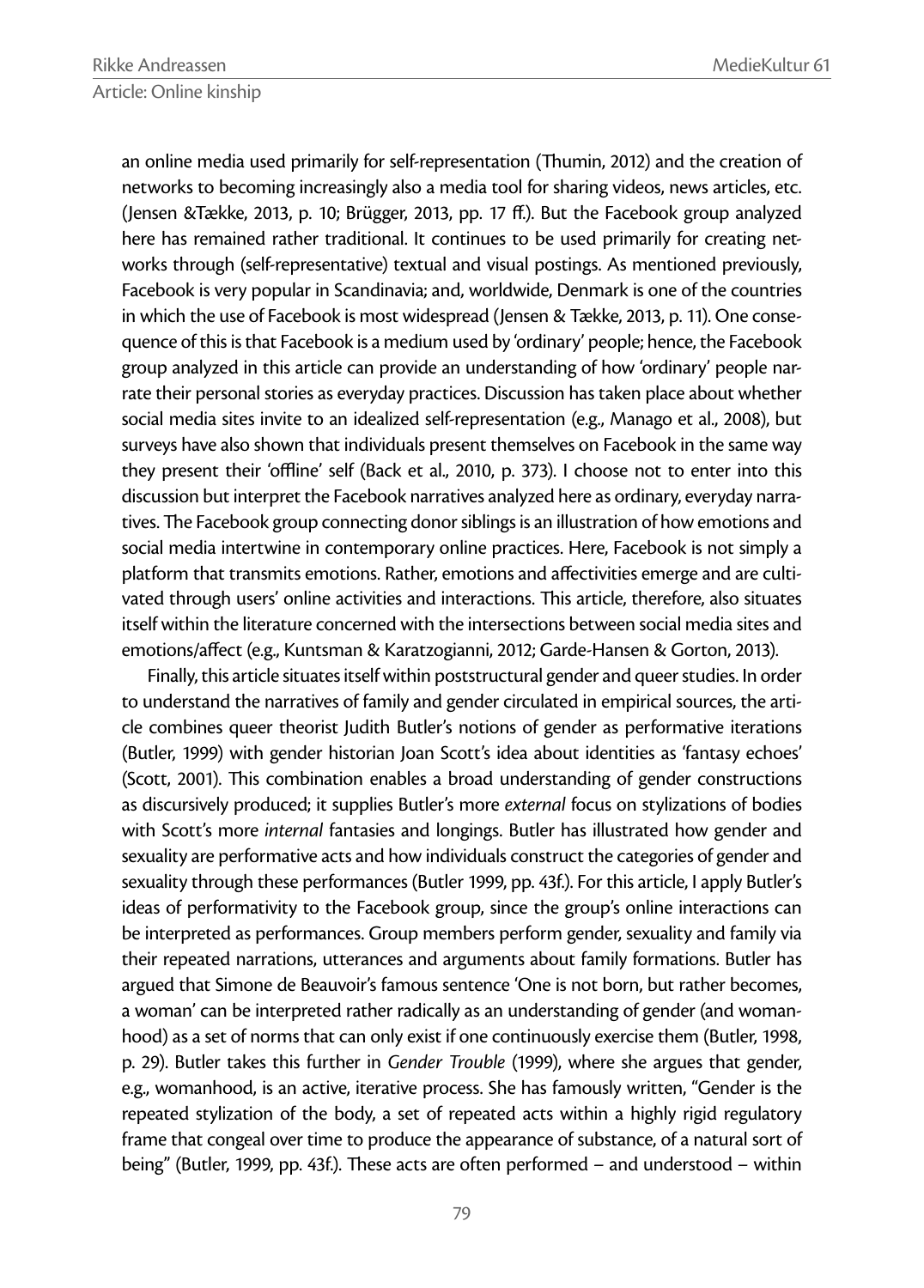an online media used primarily for self-representation (Thumin, 2012) and the creation of networks to becoming increasingly also a media tool for sharing videos, news articles, etc. (Jensen &Tække, 2013, p. 10; Brügger, 2013, pp. 17 ff.). But the Facebook group analyzed here has remained rather traditional. It continues to be used primarily for creating networks through (self-representative) textual and visual postings. As mentioned previously, Facebook is very popular in Scandinavia; and, worldwide, Denmark is one of the countries in which the use of Facebook is most widespread (Jensen & Tække, 2013, p. 11). One consequence of this is that Facebook is a medium used by 'ordinary' people; hence, the Facebook group analyzed in this article can provide an understanding of how 'ordinary' people narrate their personal stories as everyday practices. Discussion has taken place about whether social media sites invite to an idealized self-representation (e.g., Manago et al., 2008), but surveys have also shown that individuals present themselves on Facebook in the same way they present their 'offline' self (Back et al., 2010, p. 373). I choose not to enter into this discussion but interpret the Facebook narratives analyzed here as ordinary, everyday narratives. The Facebook group connecting donor siblings is an illustration of how emotions and social media intertwine in contemporary online practices. Here, Facebook is not simply a platform that transmits emotions. Rather, emotions and affectivities emerge and are cultivated through users' online activities and interactions. This article, therefore, also situates itself within the literature concerned with the intersections between social media sites and emotions/affect (e.g., Kuntsman & Karatzogianni, 2012; Garde-Hansen & Gorton, 2013).

Finally, this article situates itself within poststructural gender and queer studies. In order to understand the narratives of family and gender circulated in empirical sources, the article combines queer theorist Judith Butler's notions of gender as performative iterations (Butler, 1999) with gender historian Joan Scott's idea about identities as 'fantasy echoes' (Scott, 2001). This combination enables a broad understanding of gender constructions as discursively produced; it supplies Butler's more *external* focus on stylizations of bodies with Scott's more *internal* fantasies and longings. Butler has illustrated how gender and sexuality are performative acts and how individuals construct the categories of gender and sexuality through these performances (Butler 1999, pp. 43f.). For this article, I apply Butler's ideas of performativity to the Facebook group, since the group's online interactions can be interpreted as performances. Group members perform gender, sexuality and family via their repeated narrations, utterances and arguments about family formations. Butler has argued that Simone de Beauvoir's famous sentence 'One is not born, but rather becomes, a woman' can be interpreted rather radically as an understanding of gender (and womanhood) as a set of norms that can only exist if one continuously exercise them (Butler, 1998, p. 29). Butler takes this further in *Gender Trouble* (1999), where she argues that gender, e.g., womanhood, is an active, iterative process. She has famously written, "Gender is the repeated stylization of the body, a set of repeated acts within a highly rigid regulatory frame that congeal over time to produce the appearance of substance, of a natural sort of being" (Butler, 1999, pp. 43f.). These acts are often performed – and understood – within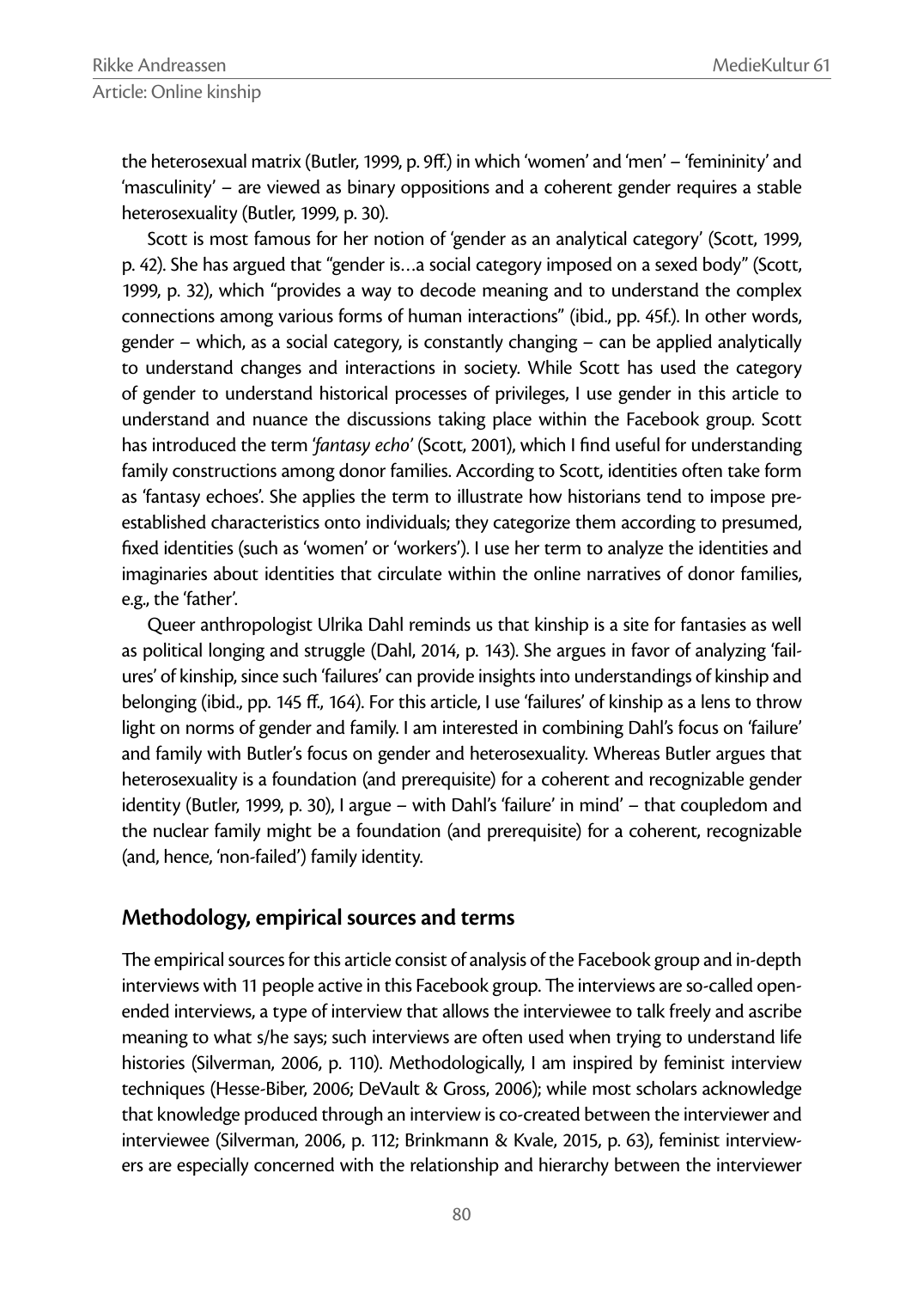the heterosexual matrix (Butler, 1999, p. 9ff.) in which 'women' and 'men' – 'femininity' and 'masculinity' – are viewed as binary oppositions and a coherent gender requires a stable heterosexuality (Butler, 1999, p. 30).

Scott is most famous for her notion of 'gender as an analytical category' (Scott, 1999, p. 42). She has argued that "gender is…a social category imposed on a sexed body" (Scott, 1999, p. 32), which "provides a way to decode meaning and to understand the complex connections among various forms of human interactions" (ibid., pp. 45f.). In other words, gender – which, as a social category, is constantly changing – can be applied analytically to understand changes and interactions in society. While Scott has used the category of gender to understand historical processes of privileges, I use gender in this article to understand and nuance the discussions taking place within the Facebook group. Scott has introduced the term *'fantasy echo'* (Scott, 2001), which I find useful for understanding family constructions among donor families. According to Scott, identities often take form as 'fantasy echoes'. She applies the term to illustrate how historians tend to impose pre-established characteristics onto individuals; they categorize them according to presumed, fixed identities (such as 'women' or 'workers'). I use her term to analyze the identities and imaginaries about identities that circulate within the online narratives of donor families, e.g., the 'father'.

Queer anthropologist Ulrika Dahl reminds us that kinship is a site for fantasies as well as political longing and struggle (Dahl, 2014, p. 143). She argues in favor of analyzing 'failures' of kinship, since such 'failures' can provide insights into understandings of kinship and belonging (ibid., pp. 145 ff., 164). For this article, I use 'failures' of kinship as a lens to throw light on norms of gender and family. I am interested in combining Dahl's focus on 'failure' and family with Butler's focus on gender and heterosexuality. Whereas Butler argues that heterosexuality is a foundation (and prerequisite) for a coherent and recognizable gender identity (Butler, 1999, p. 30), I argue – with Dahl's 'failure' in mind' – that coupledom and the nuclear family might be a foundation (and prerequisite) for a coherent, recognizable (and, hence, 'non-failed') family identity.

## Methodology, empirical sources and terms

The empirical sources for this article consist of analysis of the Facebook group and in-depth interviews with 11 people active in this Facebook group. The interviews are so-called open-ended interviews, a type of interview that allows the interviewee to talk freely and ascribe meaning to what s/he says; such interviews are often used when trying to understand life histories (Silverman, 2006, p. 110). Methodologically, I am inspired by feminist interview techniques (Hesse-Biber, 2006; DeVault & Gross, 2006); while most scholars acknowledge that knowledge produced through an interview is co-created between the interviewer and interviewee (Silverman, 2006, p. 112; Brinkmann & Kvale, 2015, p. 63), feminist interviewers are especially concerned with the relationship and hierarchy between the interviewer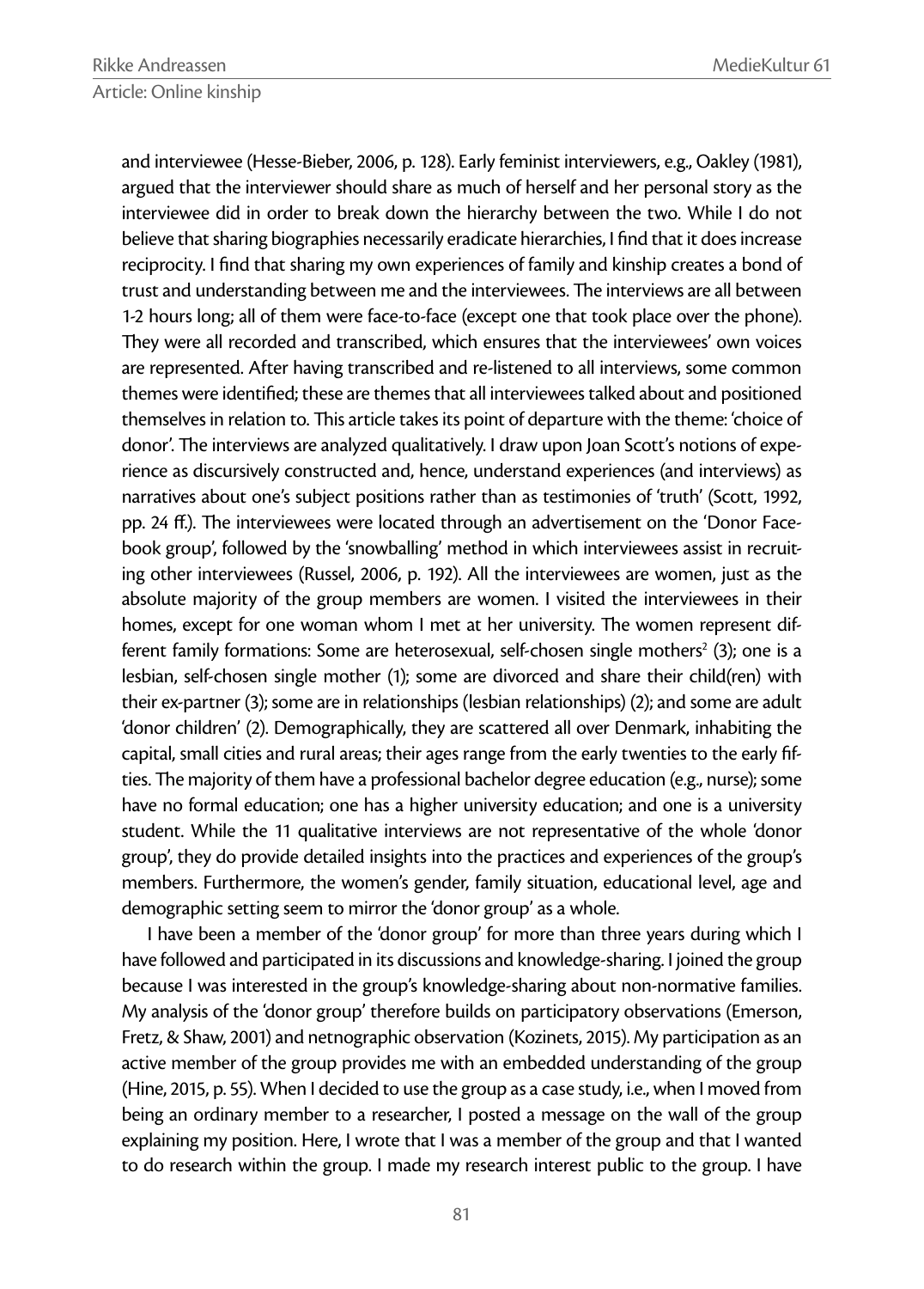and interviewee (Hesse-Bieber, 2006, p. 128). Early feminist interviewers, e.g., Oakley (1981), argued that the interviewer should share as much of herself and her personal story as the interviewee did in order to break down the hierarchy between the two. While I do not believe that sharing biographies necessarily eradicate hierarchies, I find that it does increase reciprocity. I find that sharing my own experiences of family and kinship creates a bond of trust and understanding between me and the interviewees. The interviews are all between 1-2 hours long; all of them were face-to-face (except one that took place over the phone). They were all recorded and transcribed, which ensures that the interviewees' own voices are represented. After having transcribed and re-listened to all interviews, some common themes were identified; these are themes that all interviewees talked about and positioned themselves in relation to. This article takes its point of departure with the theme: 'choice of donor'. The interviews are analyzed qualitatively. I draw upon Joan Scott's notions of experience as discursively constructed and, hence, understand experiences (and interviews) as narratives about one's subject positions rather than as testimonies of 'truth' (Scott, 1992, pp. 24 ff.). The interviewees were located through an advertisement on the 'Donor Facebook group', followed by the 'snowballing' method in which interviewees assist in recruiting other interviewees (Russel, 2006, p. 192). All the interviewees are women, just as the absolute majority of the group members are women. I visited the interviewees in their homes, except for one woman whom I met at her university. The women represent different family formations: Some are heterosexual, self-chosen single mothers[2] (3); one is a lesbian, self-chosen single mother (1); some are divorced and share their child(ren) with their ex-partner (3); some are in relationships (lesbian relationships) (2); and some are adult 'donor children' (2). Demographically, they are scattered all over Denmark, inhabiting the capital, small cities and rural areas; their ages range from the early twenties to the early fifties. The majority of them have a professional bachelor degree education (e.g., nurse); some have no formal education; one has a higher university education; and one is a university student. While the 11 qualitative interviews are not representative of the whole 'donor group', they do provide detailed insights into the practices and experiences of the group's members. Furthermore, the women's gender, family situation, educational level, age and demographic setting seem to mirror the 'donor group' as a whole.

I have been a member of the 'donor group' for more than three years during which I have followed and participated in its discussions and knowledge-sharing. I joined the group because I was interested in the group's knowledge-sharing about non-normative families. My analysis of the 'donor group' therefore builds on participatory observations (Emerson, Fretz, & Shaw, 2001) and netnographic observation (Kozinets, 2015). My participation as an active member of the group provides me with an embedded understanding of the group (Hine, 2015, p. 55). When I decided to use the group as a case study, i.e., when I moved from being an ordinary member to a researcher, I posted a message on the wall of the group explaining my position. Here, I wrote that I was a member of the group and that I wanted to do research within the group. I made my research interest public to the group. I have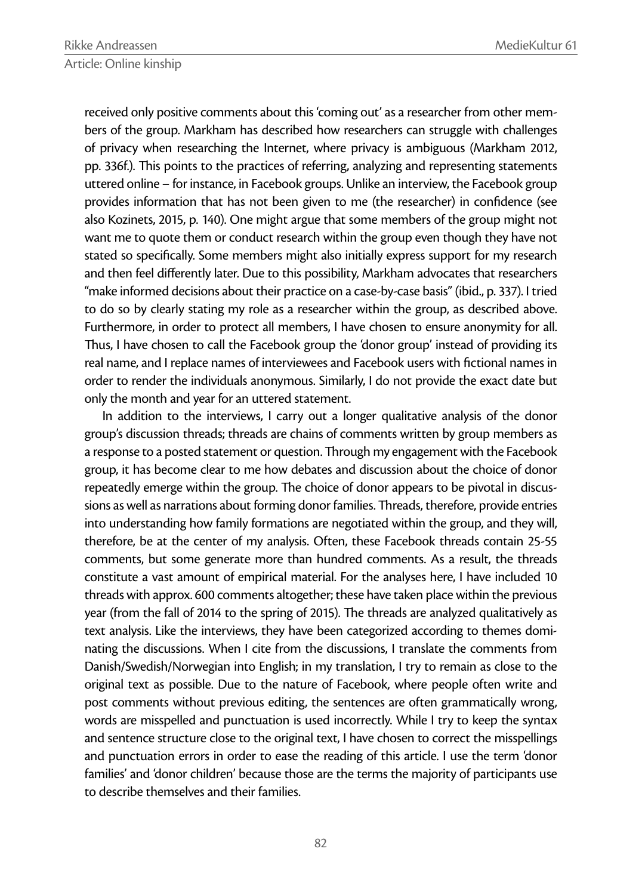received only positive comments about this 'coming out' as a researcher from other members of the group. Markham has described how researchers can struggle with challenges of privacy when researching the Internet, where privacy is ambiguous (Markham 2012, pp. 336f.). This points to the practices of referring, analyzing and representing statements uttered online – for instance, in Facebook groups. Unlike an interview, the Facebook group provides information that has not been given to me (the researcher) in confidence (see also Kozinets, 2015, p. 140). One might argue that some members of the group might not want me to quote them or conduct research within the group even though they have not stated so specifically. Some members might also initially express support for my research and then feel differently later. Due to this possibility, Markham advocates that researchers "make informed decisions about their practice on a case-by-case basis" (ibid., p. 337). I tried to do so by clearly stating my role as a researcher within the group, as described above. Furthermore, in order to protect all members, I have chosen to ensure anonymity for all. Thus, I have chosen to call the Facebook group the 'donor group' instead of providing its real name, and I replace names of interviewees and Facebook users with fictional names in order to render the individuals anonymous. Similarly, I do not provide the exact date but only the month and year for an uttered statement.

In addition to the interviews, I carry out a longer qualitative analysis of the donor group's discussion threads; threads are chains of comments written by group members as a response to a posted statement or question. Through my engagement with the Facebook group, it has become clear to me how debates and discussion about the choice of donor repeatedly emerge within the group. The choice of donor appears to be pivotal in discussions as well as narrations about forming donor families. Threads, therefore, provide entries into understanding how family formations are negotiated within the group, and they will, therefore, be at the center of my analysis. Often, these Facebook threads contain 25-55 comments, but some generate more than hundred comments. As a result, the threads constitute a vast amount of empirical material. For the analyses here, I have included 10 threads with approx. 600 comments altogether; these have taken place within the previous year (from the fall of 2014 to the spring of 2015). The threads are analyzed qualitatively as text analysis. Like the interviews, they have been categorized according to themes dominating the discussions. When I cite from the discussions, I translate the comments from Danish/Swedish/Norwegian into English; in my translation, I try to remain as close to the original text as possible. Due to the nature of Facebook, where people often write and post comments without previous editing, the sentences are often grammatically wrong, words are misspelled and punctuation is used incorrectly. While I try to keep the syntax and sentence structure close to the original text, I have chosen to correct the misspellings and punctuation errors in order to ease the reading of this article. I use the term 'donor families' and 'donor children' because those are the terms the majority of participants use to describe themselves and their families.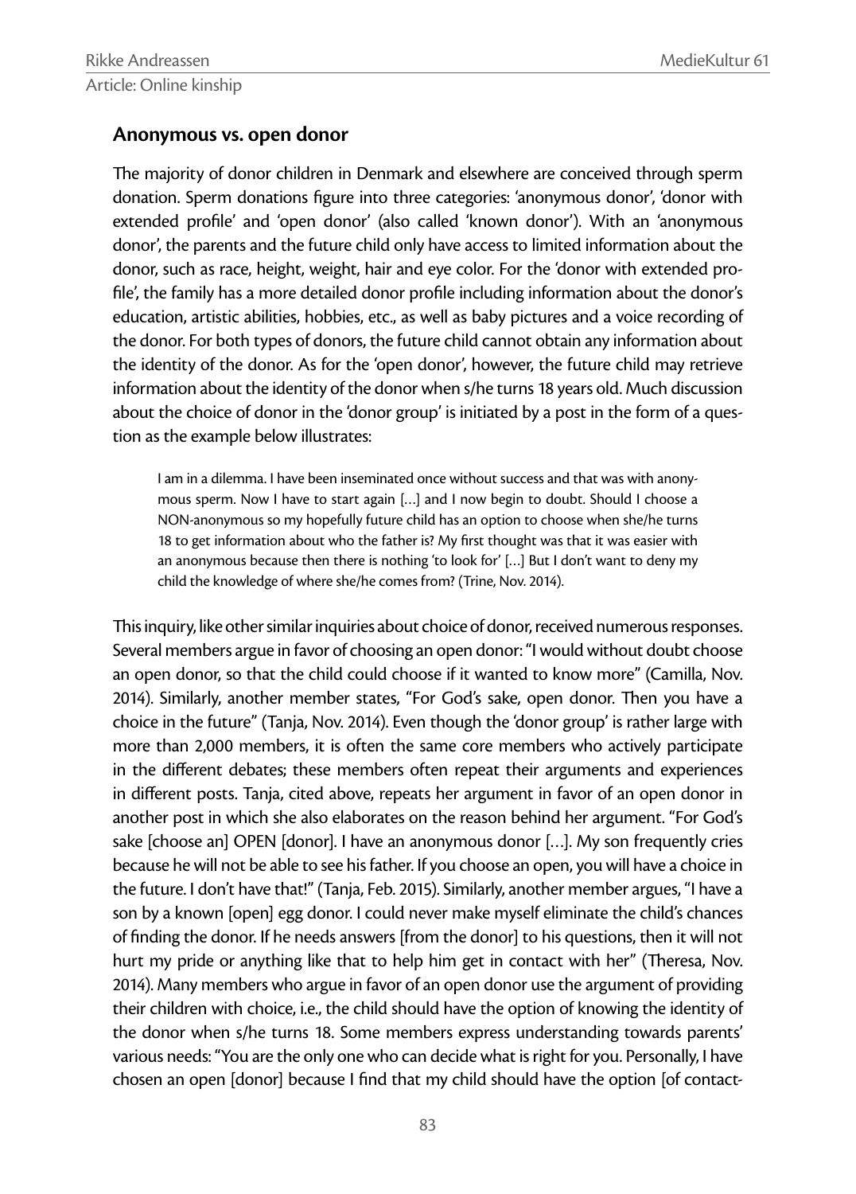## Anonymous vs. open donor

The majority of donor children in Denmark and elsewhere are conceived through sperm donation. Sperm donations figure into three categories: 'anonymous donor', 'donor with extended profile' and 'open donor' (also called 'known donor'). With an 'anonymous donor', the parents and the future child only have access to limited information about the donor, such as race, height, weight, hair and eye color. For the 'donor with extended profile', the family has a more detailed donor profile including information about the donor's education, artistic abilities, hobbies, etc., as well as baby pictures and a voice recording of the donor. For both types of donors, the future child cannot obtain any information about the identity of the donor. As for the 'open donor', however, the future child may retrieve information about the identity of the donor when s/he turns 18 years old. Much discussion about the choice of donor in the 'donor group' is initiated by a post in the form of a question as the example below illustrates:

> I am in a dilemma. I have been inseminated once without success and that was with anonymous sperm. Now I have to start again […] and I now begin to doubt. Should I choose a NON-anonymous so my hopefully future child has an option to choose when she/he turns 18 to get information about who the father is? My first thought was that it was easier with an anonymous because then there is nothing 'to look for' […] But I don't want to deny my child the knowledge of where she/he comes from? (Trine, Nov. 2014).

This inquiry, like other similar inquiries about choice of donor, received numerous responses. Several members argue in favor of choosing an open donor: "I would without doubt choose an open donor, so that the child could choose if it wanted to know more" (Camilla, Nov. 2014). Similarly, another member states, "For God's sake, open donor. Then you have a choice in the future" (Tanja, Nov. 2014). Even though the 'donor group' is rather large with more than 2,000 members, it is often the same core members who actively participate in the different debates; these members often repeat their arguments and experiences in different posts. Tanja, cited above, repeats her argument in favor of an open donor in another post in which she also elaborates on the reason behind her argument. "For God's sake [choose an] OPEN [donor]. I have an anonymous donor […]. My son frequently cries because he will not be able to see his father. If you choose an open, you will have a choice in the future. I don't have that!" (Tanja, Feb. 2015). Similarly, another member argues, "I have a son by a known [open] egg donor. I could never make myself eliminate the child's chances of finding the donor. If he needs answers [from the donor] to his questions, then it will not hurt my pride or anything like that to help him get in contact with her" (Theresa, Nov. 2014). Many members who argue in favor of an open donor use the argument of providing their children with choice, i.e., the child should have the option of knowing the identity of the donor when s/he turns 18. Some members express understanding towards parents' various needs: "You are the only one who can decide what is right for you. Personally, I have chosen an open [donor] because I find that my child should have the option [of contact-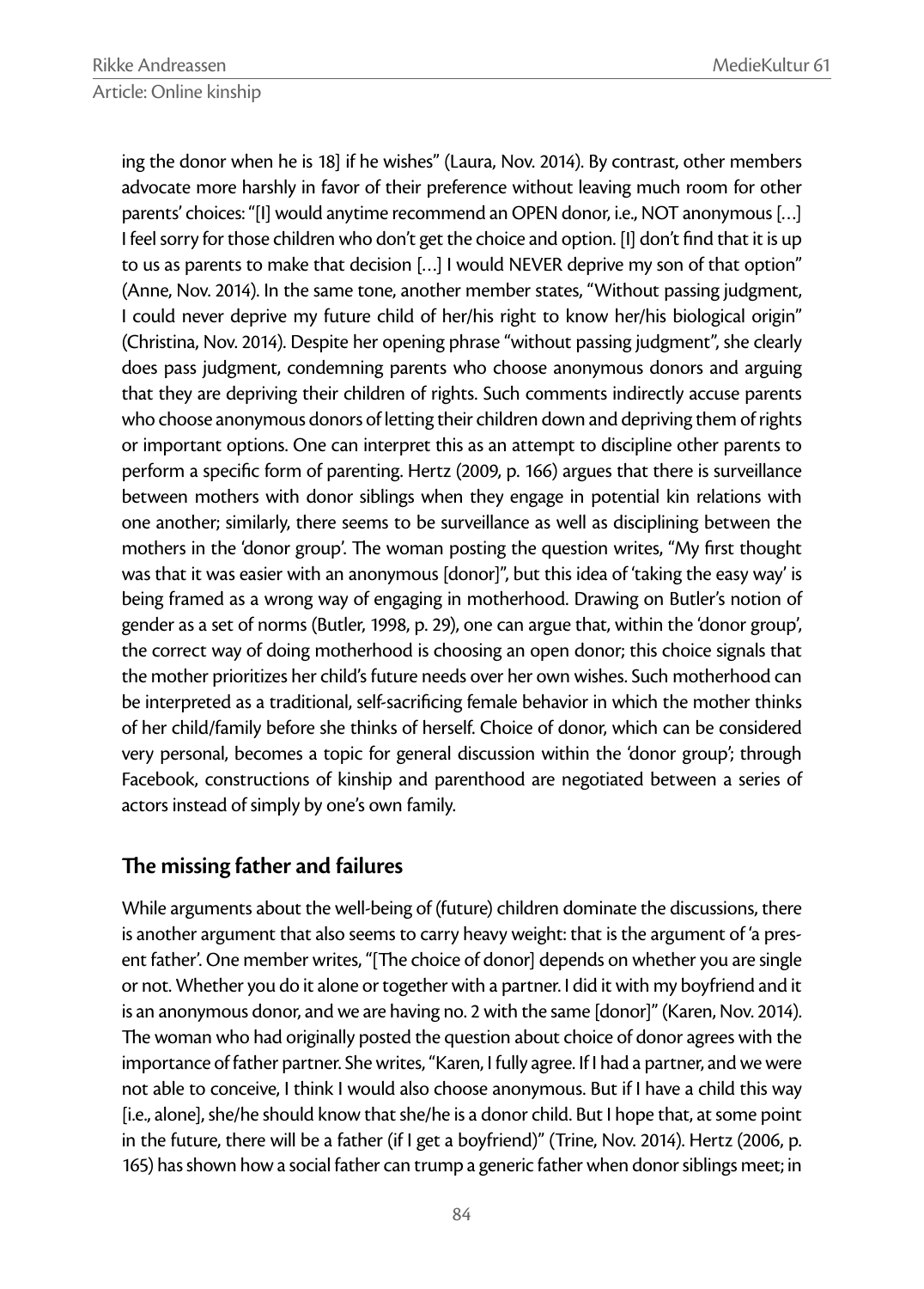ing the donor when he is 18] if he wishes" (Laura, Nov. 2014). By contrast, other members advocate more harshly in favor of their preference without leaving much room for other parents' choices: "[I] would anytime recommend an OPEN donor, i.e., NOT anonymous […] I feel sorry for those children who don't get the choice and option. [I] don't find that it is up to us as parents to make that decision […] I would NEVER deprive my son of that option" (Anne, Nov. 2014). In the same tone, another member states, "Without passing judgment, I could never deprive my future child of her/his right to know her/his biological origin" (Christina, Nov. 2014). Despite her opening phrase "without passing judgment", she clearly does pass judgment, condemning parents who choose anonymous donors and arguing that they are depriving their children of rights. Such comments indirectly accuse parents who choose anonymous donors of letting their children down and depriving them of rights or important options. One can interpret this as an attempt to discipline other parents to perform a specific form of parenting. Hertz (2009, p. 166) argues that there is surveillance between mothers with donor siblings when they engage in potential kin relations with one another; similarly, there seems to be surveillance as well as disciplining between the mothers in the 'donor group'. The woman posting the question writes, "My first thought was that it was easier with an anonymous [donor]", but this idea of 'taking the easy way' is being framed as a wrong way of engaging in motherhood. Drawing on Butler's notion of gender as a set of norms (Butler, 1998, p. 29), one can argue that, within the 'donor group', the correct way of doing motherhood is choosing an open donor; this choice signals that the mother prioritizes her child's future needs over her own wishes. Such motherhood can be interpreted as a traditional, self-sacrificing female behavior in which the mother thinks of her child/family before she thinks of herself. Choice of donor, which can be considered very personal, becomes a topic for general discussion within the 'donor group'; through Facebook, constructions of kinship and parenthood are negotiated between a series of actors instead of simply by one's own family.

## The missing father and failures

While arguments about the well-being of (future) children dominate the discussions, there is another argument that also seems to carry heavy weight: that is the argument of 'a present father'. One member writes, "[The choice of donor] depends on whether you are single or not. Whether you do it alone or together with a partner. I did it with my boyfriend and it is an anonymous donor, and we are having no. 2 with the same [donor]" (Karen, Nov. 2014). The woman who had originally posted the question about choice of donor agrees with the importance of father partner. She writes, "Karen, I fully agree. If I had a partner, and we were not able to conceive, I think I would also choose anonymous. But if I have a child this way [i.e., alone], she/he should know that she/he is a donor child. But I hope that, at some point in the future, there will be a father (if I get a boyfriend)" (Trine, Nov. 2014). Hertz (2006, p. 165) has shown how a social father can trump a generic father when donor siblings meet; in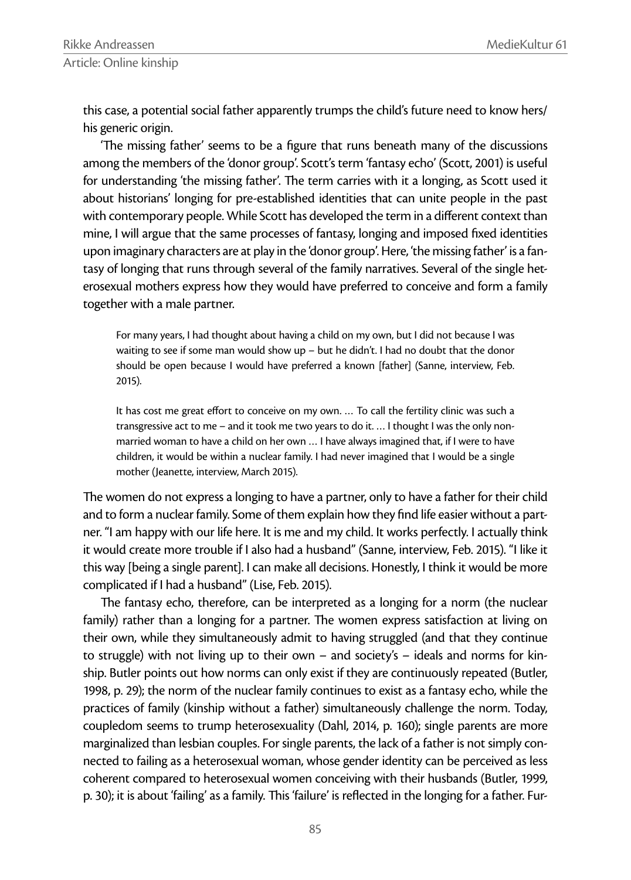this case, a potential social father apparently trumps the child's future need to know hers/his generic origin.

'The missing father' seems to be a figure that runs beneath many of the discussions among the members of the 'donor group'. Scott's term 'fantasy echo' (Scott, 2001) is useful for understanding 'the missing father'. The term carries with it a longing, as Scott used it about historians' longing for pre-established identities that can unite people in the past with contemporary people. While Scott has developed the term in a different context than mine, I will argue that the same processes of fantasy, longing and imposed fixed identities upon imaginary characters are at play in the 'donor group'. Here, 'the missing father' is a fantasy of longing that runs through several of the family narratives. Several of the single heterosexual mothers express how they would have preferred to conceive and form a family together with a male partner.

> For many years, I had thought about having a child on my own, but I did not because I was waiting to see if some man would show up – but he didn't. I had no doubt that the donor should be open because I would have preferred a known [father] (Sanne, interview, Feb. 2015).

> It has cost me great effort to conceive on my own. … To call the fertility clinic was such a transgressive act to me – and it took me two years to do it. … I thought I was the only non-married woman to have a child on her own … I have always imagined that, if I were to have children, it would be within a nuclear family. I had never imagined that I would be a single mother (Jeanette, interview, March 2015).

The women do not express a longing to have a partner, only to have a father for their child and to form a nuclear family. Some of them explain how they find life easier without a partner. "I am happy with our life here. It is me and my child. It works perfectly. I actually think it would create more trouble if I also had a husband" (Sanne, interview, Feb. 2015). "I like it this way [being a single parent]. I can make all decisions. Honestly, I think it would be more complicated if I had a husband" (Lise, Feb. 2015).

The fantasy echo, therefore, can be interpreted as a longing for a norm (the nuclear family) rather than a longing for a partner. The women express satisfaction at living on their own, while they simultaneously admit to having struggled (and that they continue to struggle) with not living up to their own – and society's – ideals and norms for kinship. Butler points out how norms can only exist if they are continuously repeated (Butler, 1998, p. 29); the norm of the nuclear family continues to exist as a fantasy echo, while the practices of family (kinship without a father) simultaneously challenge the norm. Today, coupledom seems to trump heterosexuality (Dahl, 2014, p. 160); single parents are more marginalized than lesbian couples. For single parents, the lack of a father is not simply connected to failing as a heterosexual woman, whose gender identity can be perceived as less coherent compared to heterosexual women conceiving with their husbands (Butler, 1999, p. 30); it is about 'failing' as a family. This 'failure' is reflected in the longing for a father. Fur-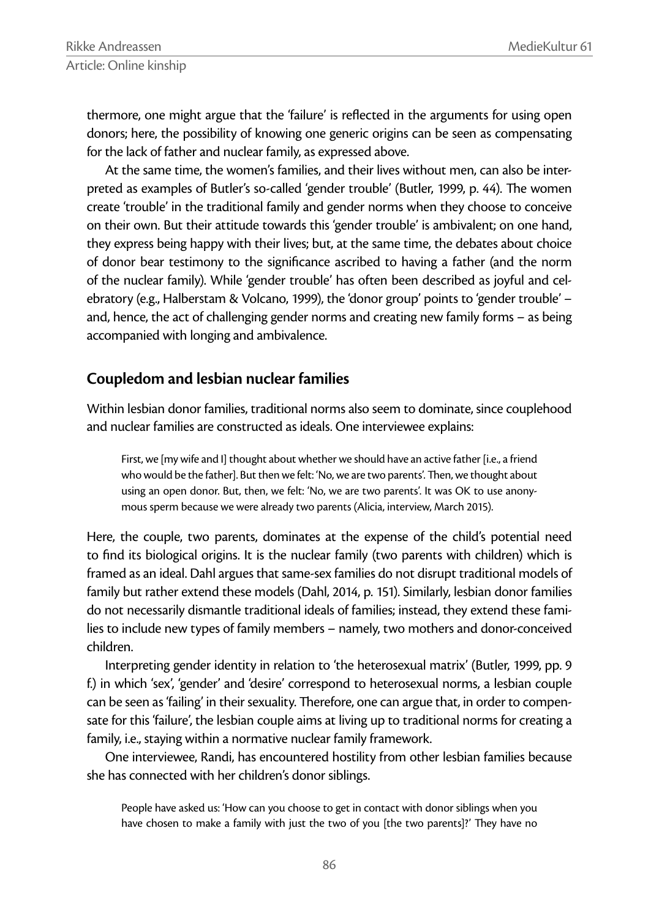thermore, one might argue that the 'failure' is reflected in the arguments for using open donors; here, the possibility of knowing one generic origins can be seen as compensating for the lack of father and nuclear family, as expressed above.

At the same time, the women's families, and their lives without men, can also be interpreted as examples of Butler's so-called 'gender trouble' (Butler, 1999, p. 44). The women create 'trouble' in the traditional family and gender norms when they choose to conceive on their own. But their attitude towards this 'gender trouble' is ambivalent; on one hand, they express being happy with their lives; but, at the same time, the debates about choice of donor bear testimony to the significance ascribed to having a father (and the norm of the nuclear family). While 'gender trouble' has often been described as joyful and celebratory (e.g., Halberstam & Volcano, 1999), the 'donor group' points to 'gender trouble' – and, hence, the act of challenging gender norms and creating new family forms – as being accompanied with longing and ambivalence.

## Coupledom and lesbian nuclear families

Within lesbian donor families, traditional norms also seem to dominate, since couplehood and nuclear families are constructed as ideals. One interviewee explains:

> First, we [my wife and I] thought about whether we should have an active father [i.e., a friend who would be the father]. But then we felt: 'No, we are two parents'. Then, we thought about using an open donor. But, then, we felt: 'No, we are two parents'. It was OK to use anonymous sperm because we were already two parents (Alicia, interview, March 2015).

Here, the couple, two parents, dominates at the expense of the child's potential need to find its biological origins. It is the nuclear family (two parents with children) which is framed as an ideal. Dahl argues that same-sex families do not disrupt traditional models of family but rather extend these models (Dahl, 2014, p. 151). Similarly, lesbian donor families do not necessarily dismantle traditional ideals of families; instead, they extend these families to include new types of family members – namely, two mothers and donor-conceived children.

Interpreting gender identity in relation to 'the heterosexual matrix' (Butler, 1999, pp. 9 f.) in which 'sex', 'gender' and 'desire' correspond to heterosexual norms, a lesbian couple can be seen as 'failing' in their sexuality. Therefore, one can argue that, in order to compensate for this 'failure', the lesbian couple aims at living up to traditional norms for creating a family, i.e., staying within a normative nuclear family framework.

One interviewee, Randi, has encountered hostility from other lesbian families because she has connected with her children's donor siblings.

> People have asked us: 'How can you choose to get in contact with donor siblings when you have chosen to make a family with just the two of you [the two parents]?' They have no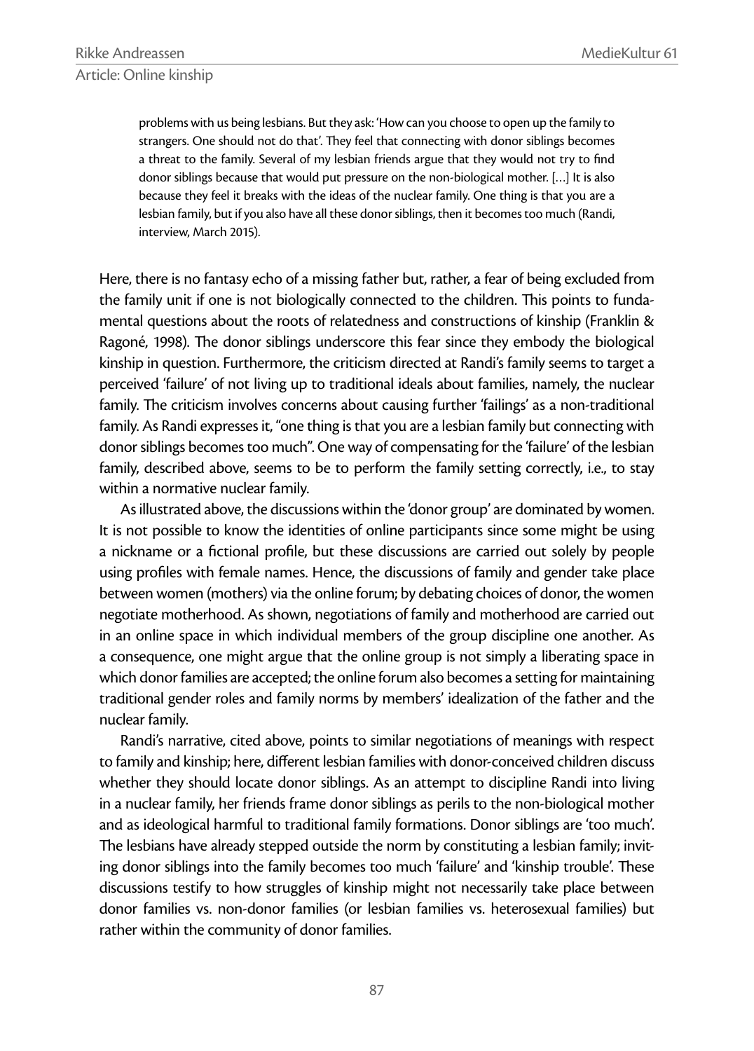> problems with us being lesbians. But they ask: 'How can you choose to open up the family to strangers. One should not do that'. They feel that connecting with donor siblings becomes a threat to the family. Several of my lesbian friends argue that they would not try to find donor siblings because that would put pressure on the non-biological mother. […] It is also because they feel it breaks with the ideas of the nuclear family. One thing is that you are a lesbian family, but if you also have all these donor siblings, then it becomes too much (Randi, interview, March 2015).

Here, there is no fantasy echo of a missing father but, rather, a fear of being excluded from the family unit if one is not biologically connected to the children. This points to fundamental questions about the roots of relatedness and constructions of kinship (Franklin & Ragoné, 1998). The donor siblings underscore this fear since they embody the biological kinship in question. Furthermore, the criticism directed at Randi's family seems to target a perceived 'failure' of not living up to traditional ideals about families, namely, the nuclear family. The criticism involves concerns about causing further 'failings' as a non-traditional family. As Randi expresses it, "one thing is that you are a lesbian family but connecting with donor siblings becomes too much". One way of compensating for the 'failure' of the lesbian family, described above, seems to be to perform the family setting correctly, i.e., to stay within a normative nuclear family.

As illustrated above, the discussions within the 'donor group' are dominated by women. It is not possible to know the identities of online participants since some might be using a nickname or a fictional profile, but these discussions are carried out solely by people using profiles with female names. Hence, the discussions of family and gender take place between women (mothers) via the online forum; by debating choices of donor, the women negotiate motherhood. As shown, negotiations of family and motherhood are carried out in an online space in which individual members of the group discipline one another. As a consequence, one might argue that the online group is not simply a liberating space in which donor families are accepted; the online forum also becomes a setting for maintaining traditional gender roles and family norms by members' idealization of the father and the nuclear family.

Randi's narrative, cited above, points to similar negotiations of meanings with respect to family and kinship; here, different lesbian families with donor-conceived children discuss whether they should locate donor siblings. As an attempt to discipline Randi into living in a nuclear family, her friends frame donor siblings as perils to the non-biological mother and as ideological harmful to traditional family formations. Donor siblings are 'too much'. The lesbians have already stepped outside the norm by constituting a lesbian family; inviting donor siblings into the family becomes too much 'failure' and 'kinship trouble'. These discussions testify to how struggles of kinship might not necessarily take place between donor families vs. non-donor families (or lesbian families vs. heterosexual families) but rather within the community of donor families.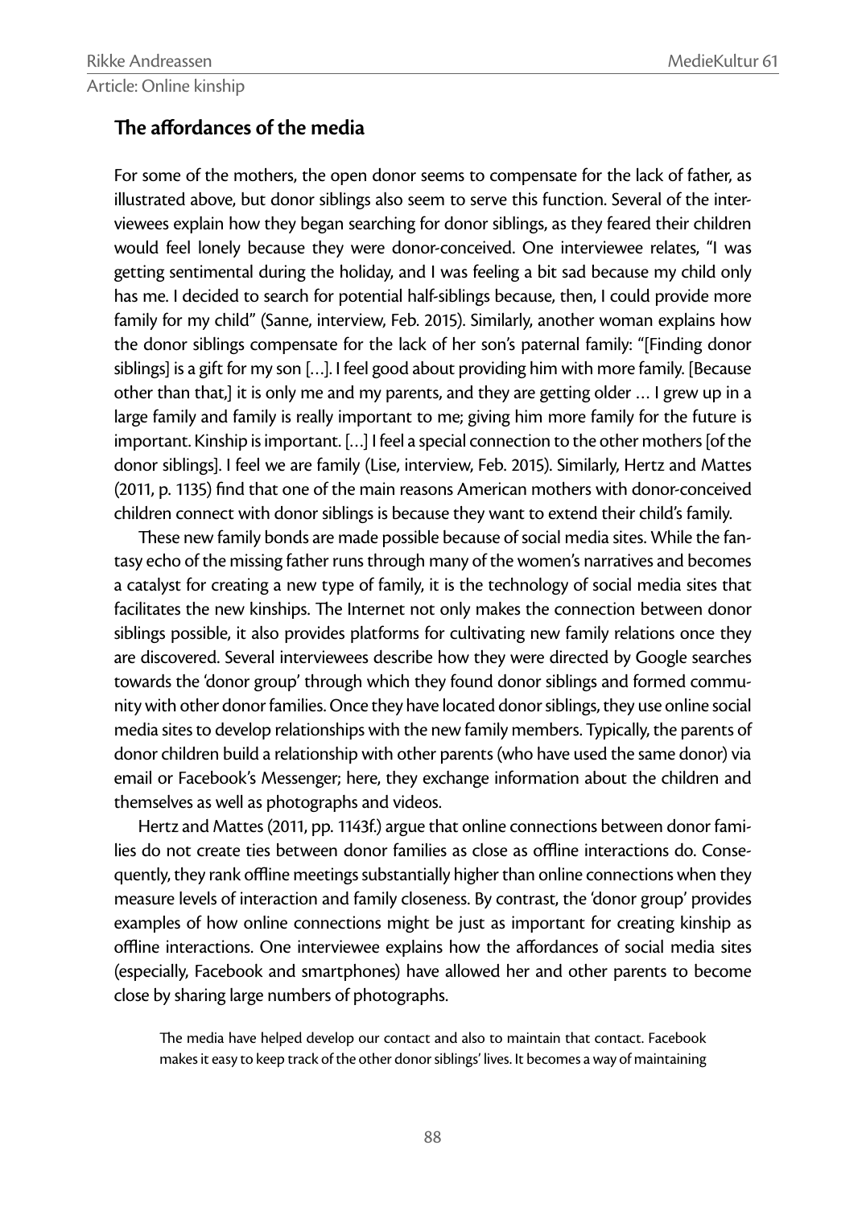## The affordances of the media

For some of the mothers, the open donor seems to compensate for the lack of father, as illustrated above, but donor siblings also seem to serve this function. Several of the interviewees explain how they began searching for donor siblings, as they feared their children would feel lonely because they were donor-conceived. One interviewee relates, "I was getting sentimental during the holiday, and I was feeling a bit sad because my child only has me. I decided to search for potential half-siblings because, then, I could provide more family for my child" (Sanne, interview, Feb. 2015). Similarly, another woman explains how the donor siblings compensate for the lack of her son's paternal family: "[Finding donor siblings] is a gift for my son […]. I feel good about providing him with more family. [Because other than that,] it is only me and my parents, and they are getting older … I grew up in a large family and family is really important to me; giving him more family for the future is important. Kinship is important. […] I feel a special connection to the other mothers [of the donor siblings]. I feel we are family (Lise, interview, Feb. 2015). Similarly, Hertz and Mattes (2011, p. 1135) find that one of the main reasons American mothers with donor-conceived children connect with donor siblings is because they want to extend their child's family.

These new family bonds are made possible because of social media sites. While the fantasy echo of the missing father runs through many of the women's narratives and becomes a catalyst for creating a new type of family, it is the technology of social media sites that facilitates the new kinships. The Internet not only makes the connection between donor siblings possible, it also provides platforms for cultivating new family relations once they are discovered. Several interviewees describe how they were directed by Google searches towards the 'donor group' through which they found donor siblings and formed community with other donor families. Once they have located donor siblings, they use online social media sites to develop relationships with the new family members. Typically, the parents of donor children build a relationship with other parents (who have used the same donor) via email or Facebook's Messenger; here, they exchange information about the children and themselves as well as photographs and videos.

Hertz and Mattes (2011, pp. 1143f.) argue that online connections between donor families do not create ties between donor families as close as offline interactions do. Consequently, they rank offline meetings substantially higher than online connections when they measure levels of interaction and family closeness. By contrast, the 'donor group' provides examples of how online connections might be just as important for creating kinship as offline interactions. One interviewee explains how the affordances of social media sites (especially, Facebook and smartphones) have allowed her and other parents to become close by sharing large numbers of photographs.

> The media have helped develop our contact and also to maintain that contact. Facebook makes it easy to keep track of the other donor siblings' lives. It becomes a way of maintaining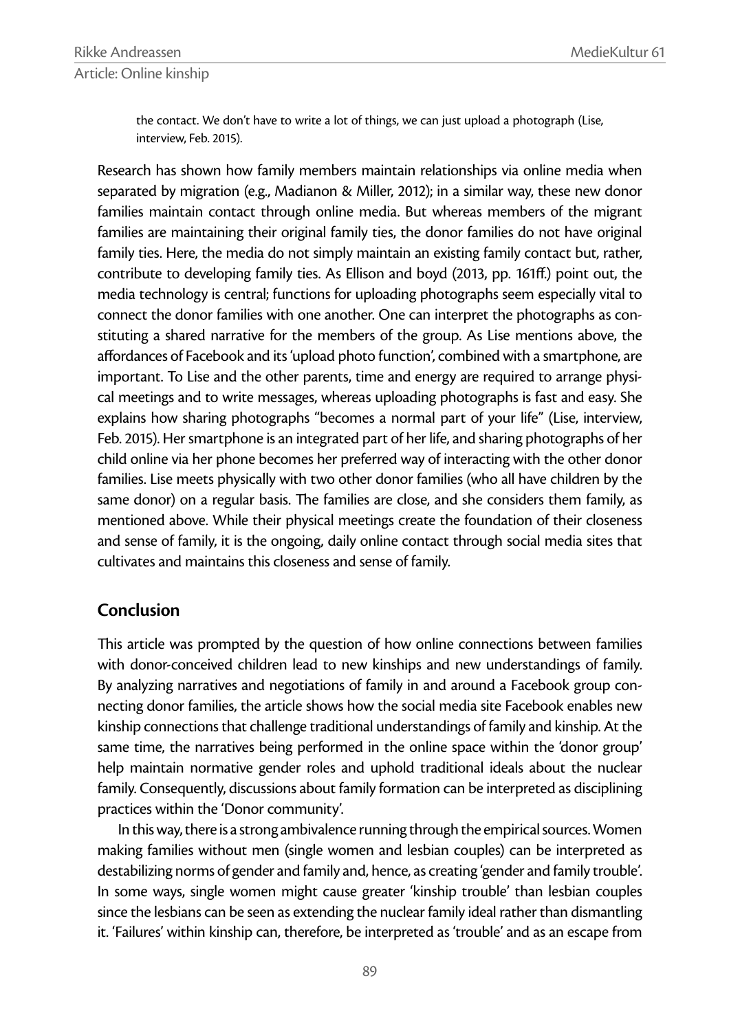> the contact. We don't have to write a lot of things, we can just upload a photograph (Lise, interview, Feb. 2015).

Research has shown how family members maintain relationships via online media when separated by migration (e.g., Madianon & Miller, 2012); in a similar way, these new donor families maintain contact through online media. But whereas members of the migrant families are maintaining their original family ties, the donor families do not have original family ties. Here, the media do not simply maintain an existing family contact but, rather, contribute to developing family ties. As Ellison and boyd (2013, pp. 161ff.) point out, the media technology is central; functions for uploading photographs seem especially vital to connect the donor families with one another. One can interpret the photographs as constituting a shared narrative for the members of the group. As Lise mentions above, the affordances of Facebook and its 'upload photo function', combined with a smartphone, are important. To Lise and the other parents, time and energy are required to arrange physical meetings and to write messages, whereas uploading photographs is fast and easy. She explains how sharing photographs "becomes a normal part of your life" (Lise, interview, Feb. 2015). Her smartphone is an integrated part of her life, and sharing photographs of her child online via her phone becomes her preferred way of interacting with the other donor families. Lise meets physically with two other donor families (who all have children by the same donor) on a regular basis. The families are close, and she considers them family, as mentioned above. While their physical meetings create the foundation of their closeness and sense of family, it is the ongoing, daily online contact through social media sites that cultivates and maintains this closeness and sense of family.

## Conclusion

This article was prompted by the question of how online connections between families with donor-conceived children lead to new kinships and new understandings of family. By analyzing narratives and negotiations of family in and around a Facebook group connecting donor families, the article shows how the social media site Facebook enables new kinship connections that challenge traditional understandings of family and kinship. At the same time, the narratives being performed in the online space within the 'donor group' help maintain normative gender roles and uphold traditional ideals about the nuclear family. Consequently, discussions about family formation can be interpreted as disciplining practices within the 'Donor community'.

In this way, there is a strong ambivalence running through the empirical sources. Women making families without men (single women and lesbian couples) can be interpreted as destabilizing norms of gender and family and, hence, as creating 'gender and family trouble'. In some ways, single women might cause greater 'kinship trouble' than lesbian couples since the lesbians can be seen as extending the nuclear family ideal rather than dismantling it. 'Failures' within kinship can, therefore, be interpreted as 'trouble' and as an escape from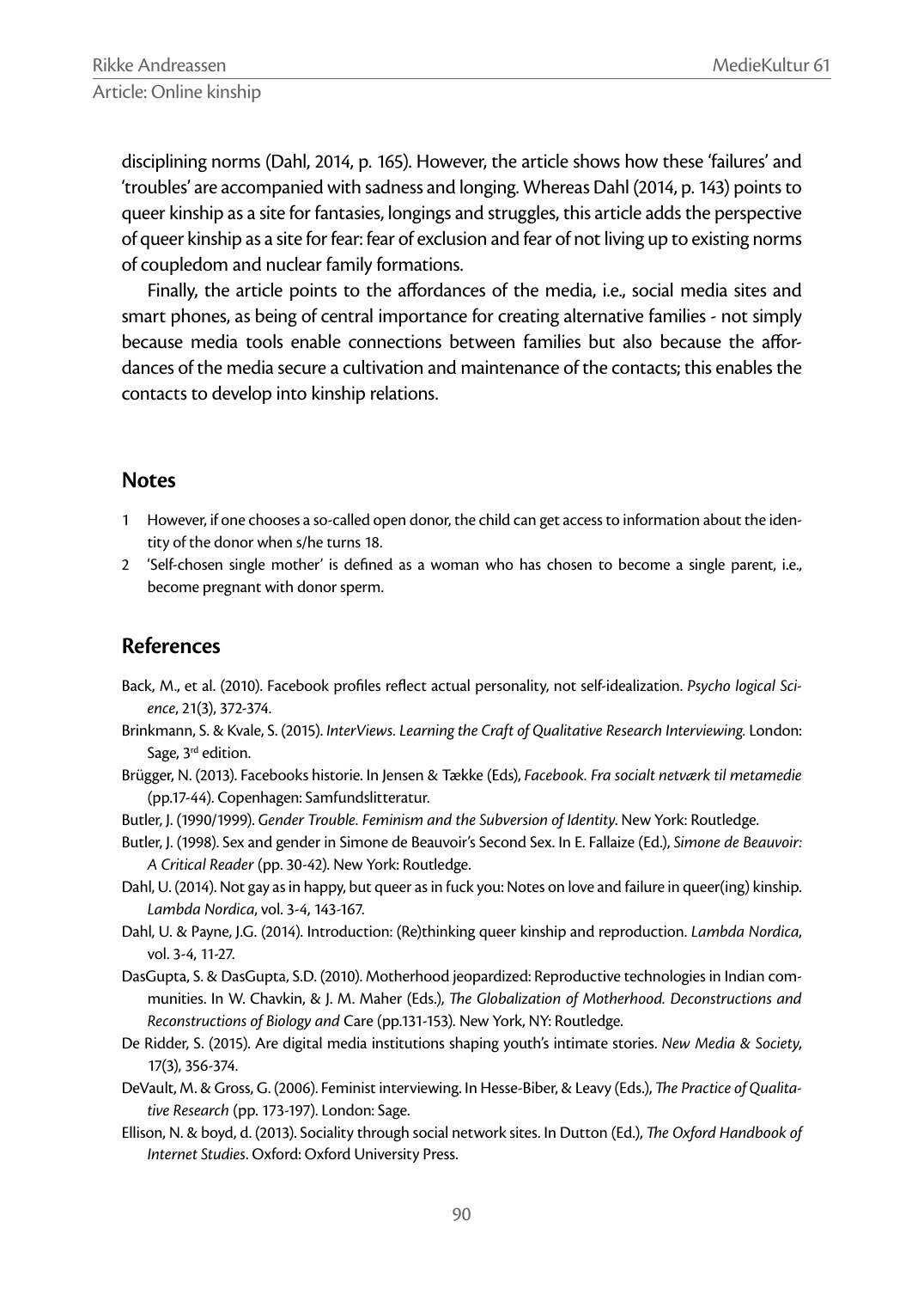disciplining norms (Dahl, 2014, p. 165). However, the article shows how these 'failures' and 'troubles' are accompanied with sadness and longing. Whereas Dahl (2014, p. 143) points to queer kinship as a site for fantasies, longings and struggles, this article adds the perspective of queer kinship as a site for fear: fear of exclusion and fear of not living up to existing norms of coupledom and nuclear family formations.

Finally, the article points to the affordances of the media, i.e., social media sites and smart phones, as being of central importance for creating alternative families - not simply because media tools enable connections between families but also because the affordances of the media secure a cultivation and maintenance of the contacts; this enables the contacts to develop into kinship relations.

## Notes

1. However, if one chooses a so-called open donor, the child can get access to information about the identity of the donor when s/he turns 18.
2. 'Self-chosen single mother' is defined as a woman who has chosen to become a single parent, i.e., become pregnant with donor sperm.

## References

Back, M., et al. (2010). Facebook profiles reflect actual personality, not self-idealization. *Psycho logical Science*, 21(3), 372-374.

Brinkmann, S. & Kvale, S. (2015). *InterViews. Learning the Craft of Qualitative Research Interviewing.* London: Sage, 3rd edition.

Brügger, N. (2013). Facebooks historie. In Jensen & Tække (Eds), *Facebook. Fra socialt netværk til metamedie* (pp.17-44). Copenhagen: Samfundslitteratur.

Butler, J. (1990/1999). *Gender Trouble. Feminism and the Subversion of Identity*. New York: Routledge.

Butler, J. (1998). Sex and gender in Simone de Beauvoir's Second Sex. In E. Fallaize (Ed.), *Simone de Beauvoir: A Critical Reader* (pp. 30-42). New York: Routledge.

Dahl, U. (2014). Not gay as in happy, but queer as in fuck you: Notes on love and failure in queer(ing) kinship. *Lambda Nordica*, vol. 3-4, 143-167.

Dahl, U. & Payne, J.G. (2014). Introduction: (Re)thinking queer kinship and reproduction. *Lambda Nordica*, vol. 3-4, 11-27.

DasGupta, S. & DasGupta, S.D. (2010). Motherhood jeopardized: Reproductive technologies in Indian communities. In W. Chavkin, & J. M. Maher (Eds.), *The Globalization of Motherhood. Deconstructions and Reconstructions of Biology and* Care (pp.131-153). New York, NY: Routledge.

De Ridder, S. (2015). Are digital media institutions shaping youth's intimate stories. *New Media & Society*, 17(3), 356-374.

DeVault, M. & Gross, G. (2006). Feminist interviewing. In Hesse-Biber, & Leavy (Eds.), *The Practice of Qualitative Research* (pp. 173-197). London: Sage.

Ellison, N. & boyd, d. (2013). Sociality through social network sites. In Dutton (Ed.), *The Oxford Handbook of Internet Studies*. Oxford: Oxford University Press.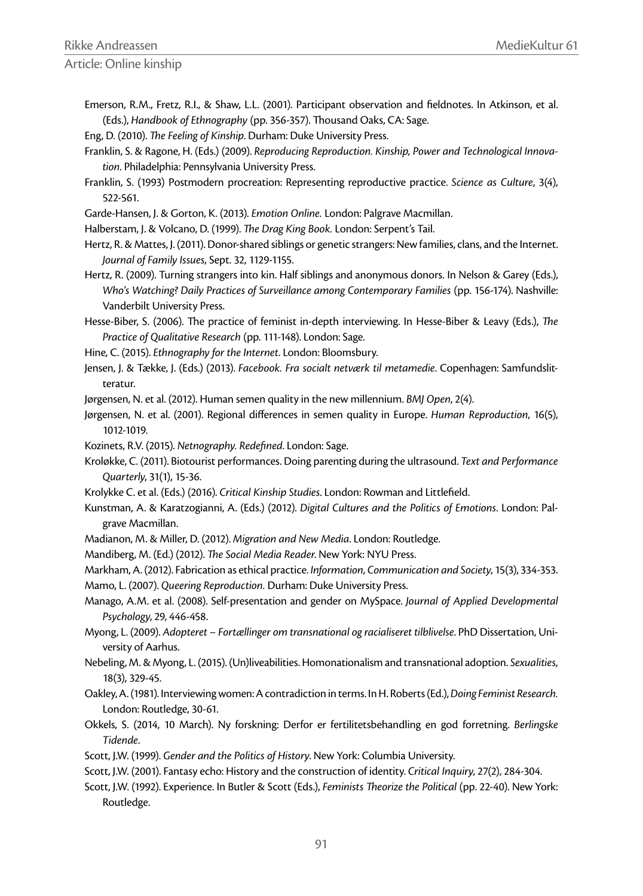Emerson, R.M., Fretz, R.I., & Shaw, L.L. (2001). Participant observation and fieldnotes. In Atkinson, et al. (Eds.), *Handbook of Ethnography* (pp. 356-357). Thousand Oaks, CA: Sage.

Eng, D. (2010). *The Feeling of Kinship*. Durham: Duke University Press.

Franklin, S. & Ragone, H. (Eds.) (2009). *Reproducing Reproduction. Kinship, Power and Technological Innovation*. Philadelphia: Pennsylvania University Press.

Franklin, S. (1993) Postmodern procreation: Representing reproductive practice. *Science as Culture*, 3(4), 522-561.

Garde-Hansen, J. & Gorton, K. (2013). *Emotion Online.* London: Palgrave Macmillan.

Halberstam, J. & Volcano, D. (1999). *The Drag King Book.* London: Serpent's Tail.

Hertz, R. & Mattes, J. (2011). Donor-shared siblings or genetic strangers: New families, clans, and the Internet. *Journal of Family Issues*, Sept. 32, 1129-1155.

Hertz, R. (2009). Turning strangers into kin. Half siblings and anonymous donors. In Nelson & Garey (Eds.), *Who's Watching? Daily Practices of Surveillance among Contemporary Families* (pp. 156-174). Nashville: Vanderbilt University Press.

Hesse-Biber, S. (2006). The practice of feminist in-depth interviewing. In Hesse-Biber & Leavy (Eds.), *The Practice of Qualitative Research* (pp. 111-148). London: Sage.

Hine, C. (2015). *Ethnography for the Internet*. London: Bloomsbury.

Jensen, J. & Tække, J. (Eds.) (2013). *Facebook. Fra socialt netværk til metamedie*. Copenhagen: Samfundslitteratur.

Jørgensen, N. et al. (2012). Human semen quality in the new millennium. *BMJ Open*, 2(4).

Jørgensen, N. et al. (2001). Regional differences in semen quality in Europe. *Human Reproduction*, 16(5), 1012-1019.

Kozinets, R.V. (2015). *Netnography. Redefined*. London: Sage.

Kroløkke, C. (2011). Biotourist performances. Doing parenting during the ultrasound. *Text and Performance Quarterly*, 31(1), 15-36.

Krolykke C. et al. (Eds.) (2016). *Critical Kinship Studies*. London: Rowman and Littlefield.

Kunstman, A. & Karatzogianni, A. (Eds.) (2012). *Digital Cultures and the Politics of Emotions*. London: Palgrave Macmillan.

Madianon, M. & Miller, D. (2012). *Migration and New Media*. London: Routledge.

Mandiberg, M. (Ed.) (2012). *The Social Media Reader*. New York: NYU Press.

Markham, A. (2012). Fabrication as ethical practice. *Information, Communication and Society*, 15(3), 334-353.

Mamo, L. (2007). *Queering Reproduction.* Durham: Duke University Press.

Manago, A.M. et al. (2008). Self-presentation and gender on MySpace. *Journal of Applied Developmental Psychology*, 29, 446-458.

Myong, L. (2009). *Adopteret – Fortællinger om transnational og racialiseret tilblivelse*. PhD Dissertation, University of Aarhus.

Nebeling, M. & Myong, L. (2015). (Un)liveabilities. Homonationalism and transnational adoption. *Sexualities*, 18(3), 329-45.

Oakley, A. (1981). Interviewing women: A contradiction in terms. In H. Roberts (Ed.), *Doing Feminist Research.* London: Routledge, 30-61.

Okkels, S. (2014, 10 March). Ny forskning: Derfor er fertilitetsbehandling en god forretning. *Berlingske Tidende*.

Scott, J.W. (1999). *Gender and the Politics of History*. New York: Columbia University.

Scott, J.W. (2001). Fantasy echo: History and the construction of identity. *Critical Inquiry*, 27(2), 284-304.

Scott, J.W. (1992). Experience. In Butler & Scott (Eds.), *Feminists Theorize the Political* (pp. 22-40). New York: Routledge.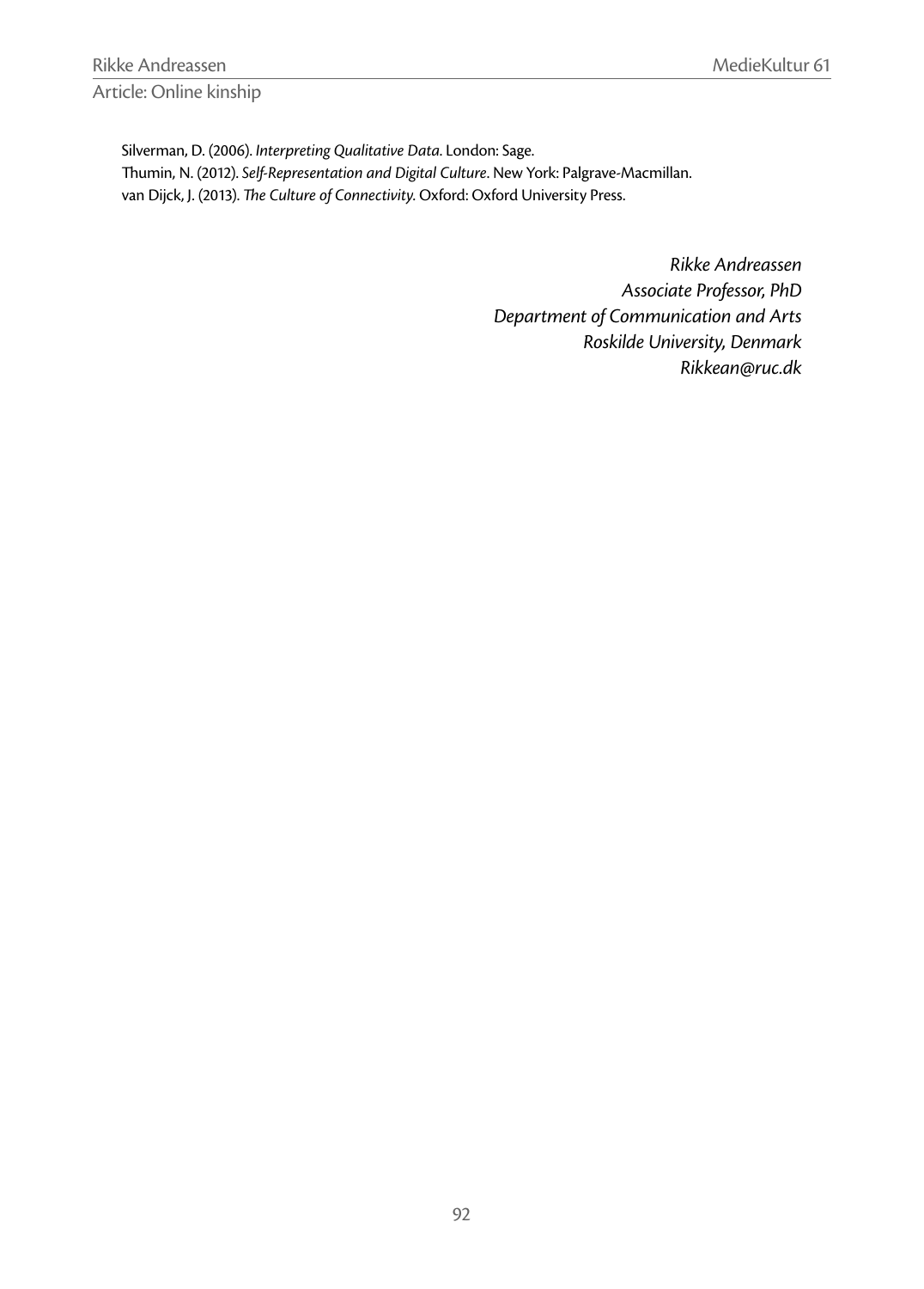Silverman, D. (2006). *Interpreting Qualitative Data*. London: Sage.
Thumin, N. (2012). *Self-Representation and Digital Culture*. New York: Palgrave-Macmillan.
van Dijck, J. (2013). *The Culture of Connectivity*. Oxford: Oxford University Press.

*Rikke Andreassen*
*Associate Professor, PhD*
*Department of Communication and Arts*
*Roskilde University, Denmark*
*Rikkean@ruc.dk*